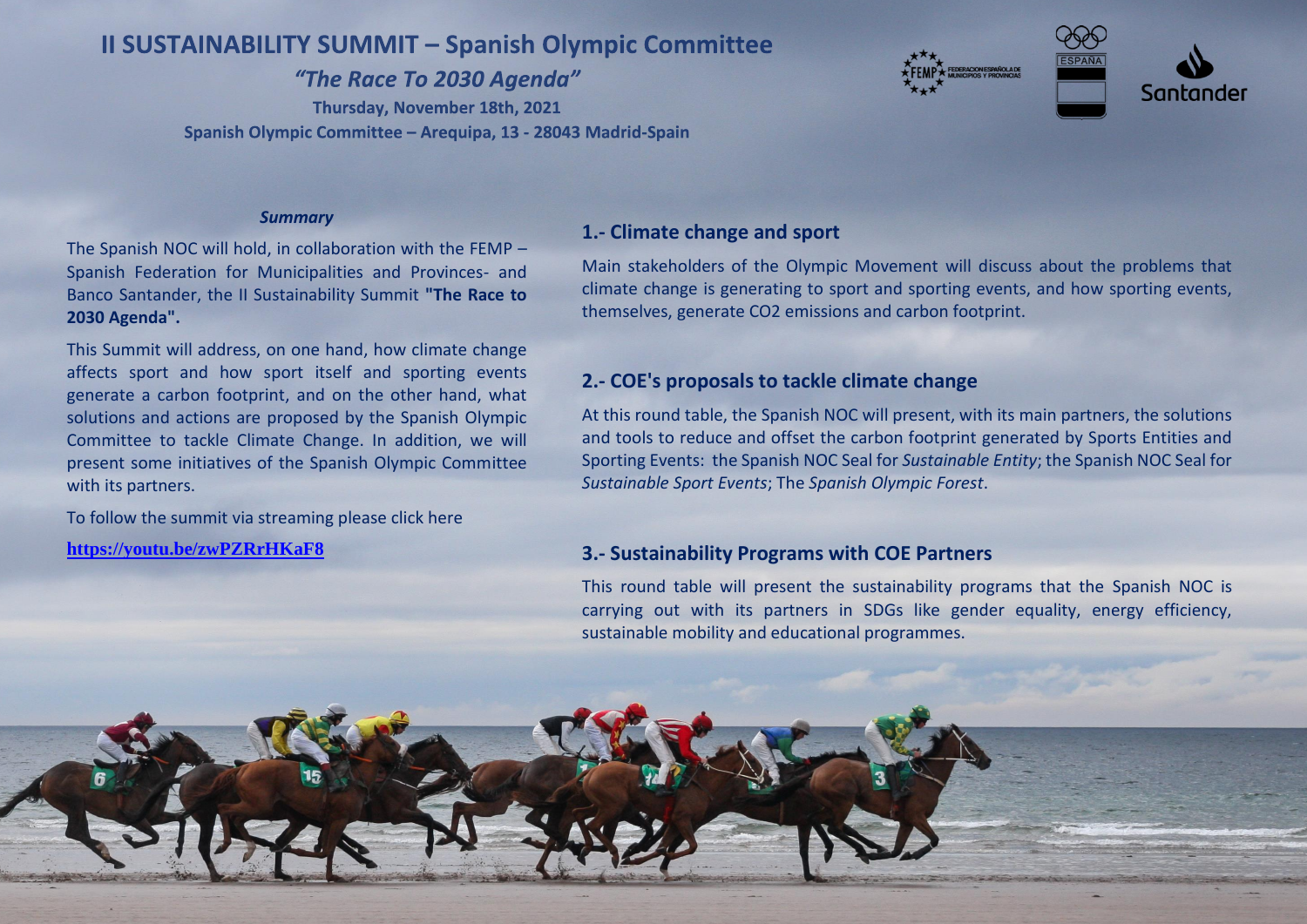# II SUSTAINABILITY SUMMIT – Spanish Olympic Committee

## *"The Race To 2030 Agenda"*

**Thursday, November 18th, 2021**

**Spanish Olympic Committee – Arequipa, 13 - 28043 Madrid-Spain**

***Summary***

The Spanish NOC will hold, in collaboration with the FEMP – Spanish Federation for Municipalities and Provinces- and Banco Santander, the II Sustainability Summit **"The Race to 2030 Agenda".**

This Summit will address, on one hand, how climate change affects sport and how sport itself and sporting events generate a carbon footprint, and on the other hand, what solutions and actions are proposed by the Spanish Olympic Committee to tackle Climate Change. In addition, we will present some initiatives of the Spanish Olympic Committee with its partners.

To follow the summit via streaming please click here

**https://youtu.be/zwPZRrHKaF8**

### 1.- Climate change and sport

Main stakeholders of the Olympic Movement will discuss about the problems that climate change is generating to sport and sporting events, and how sporting events, themselves, generate CO2 emissions and carbon footprint.

### 2.- COE's proposals to tackle climate change

At this round table, the Spanish NOC will present, with its main partners, the solutions and tools to reduce and offset the carbon footprint generated by Sports Entities and Sporting Events: the Spanish NOC Seal for *Sustainable Entity*; the Spanish NOC Seal for *Sustainable Sport Events*; The *Spanish Olympic Forest*.

### 3.- Sustainability Programs with COE Partners

This round table will present the sustainability programs that the Spanish NOC is carrying out with its partners in SDGs like gender equality, energy efficiency, sustainable mobility and educational programmes.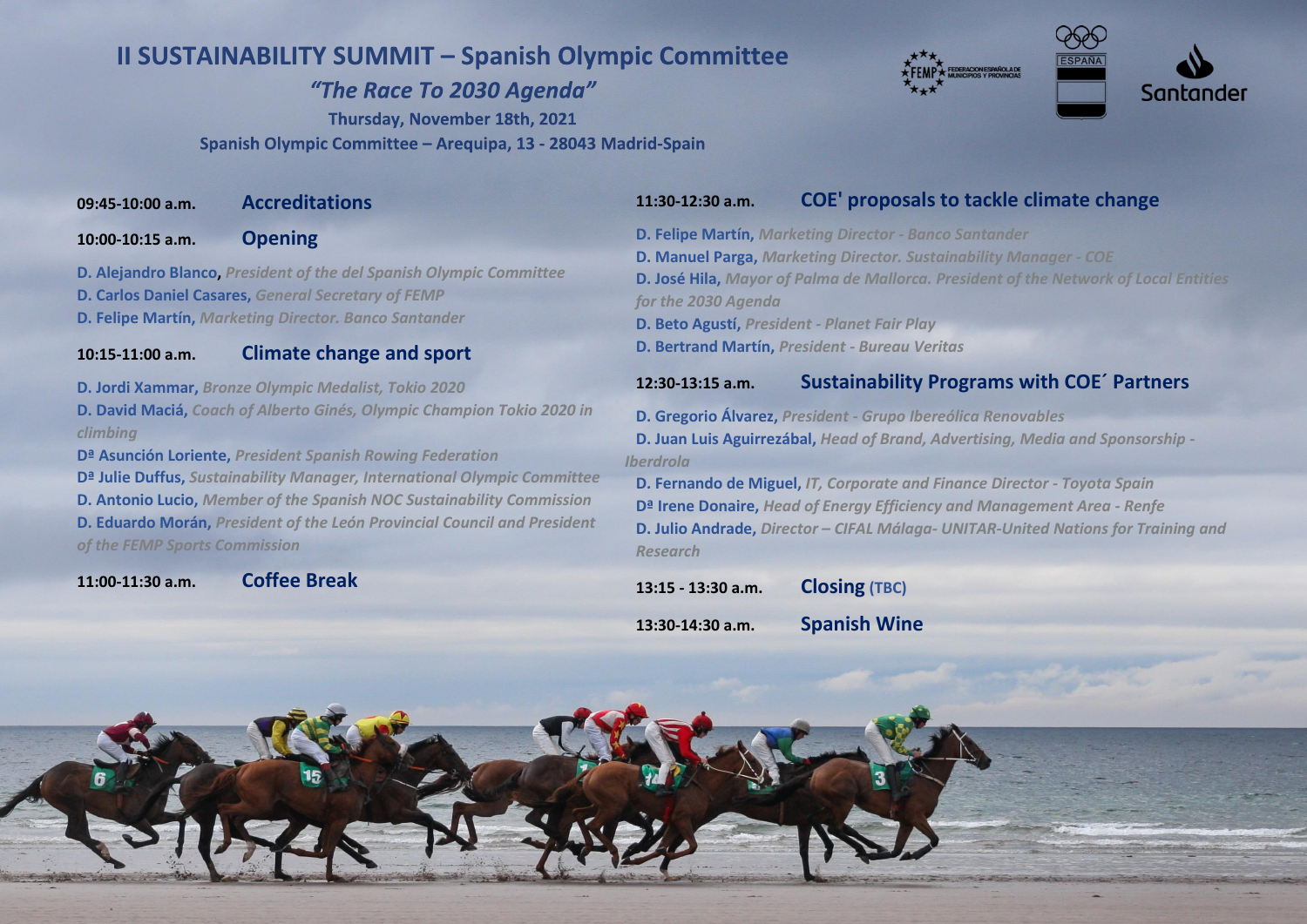# II SUSTAINABILITY SUMMIT – Spanish Olympic Committee

## *"The Race To 2030 Agenda"*

**Thursday, November 18th, 2021**

**Spanish Olympic Committee – Arequipa, 13 - 28043 Madrid-Spain**

**09:45-10:00 a.m.** **Accreditations**

**10:00-10:15 a.m.** **Opening**

**D. Alejandro Blanco,** *President of the del Spanish Olympic Committee*
**D. Carlos Daniel Casares,** *General Secretary of FEMP*
**D. Felipe Martín,** *Marketing Director. Banco Santander*

**10:15-11:00 a.m.** **Climate change and sport**

**D. Jordi Xammar,** *Bronze Olympic Medalist, Tokio 2020*
**D. David Maciá,** *Coach of Alberto Ginés, Olympic Champion Tokio 2020 in climbing*
**Dª Asunción Loriente,** *President Spanish Rowing Federation*
**Dª Julie Duffus,** *Sustainability Manager, International Olympic Committee*
**D. Antonio Lucio,** *Member of the Spanish NOC Sustainability Commission*
**D. Eduardo Morán,** *President of the León Provincial Council and President of the FEMP Sports Commission*

**11:00-11:30 a.m.** **Coffee Break**

**11:30-12:30 a.m.** **COE' proposals to tackle climate change**

**D. Felipe Martín,** *Marketing Director - Banco Santander*
**D. Manuel Parga,** *Marketing Director. Sustainability Manager - COE*
**D. José Hila,** *Mayor of Palma de Mallorca. President of the Network of Local Entities for the 2030 Agenda*
**D. Beto Agustí,** *President - Planet Fair Play*
**D. Bertrand Martín,** *President - Bureau Veritas*

**12:30-13:15 a.m.** **Sustainability Programs with COE´ Partners**

**D. Gregorio Álvarez,** *President - Grupo Ibereólica Renovables*
**D. Juan Luis Aguirrezábal,** *Head of Brand, Advertising, Media and Sponsorship - Iberdrola*
**D. Fernando de Miguel,** *IT, Corporate and Finance Director - Toyota Spain*
**Dª Irene Donaire,** *Head of Energy Efficiency and Management Area - Renfe*
**D. Julio Andrade,** *Director – CIFAL Málaga- UNITAR-United Nations for Training and Research*

**13:15 - 13:30 a.m.** **Closing (TBC)**

**13:30-14:30 a.m.** **Spanish Wine**